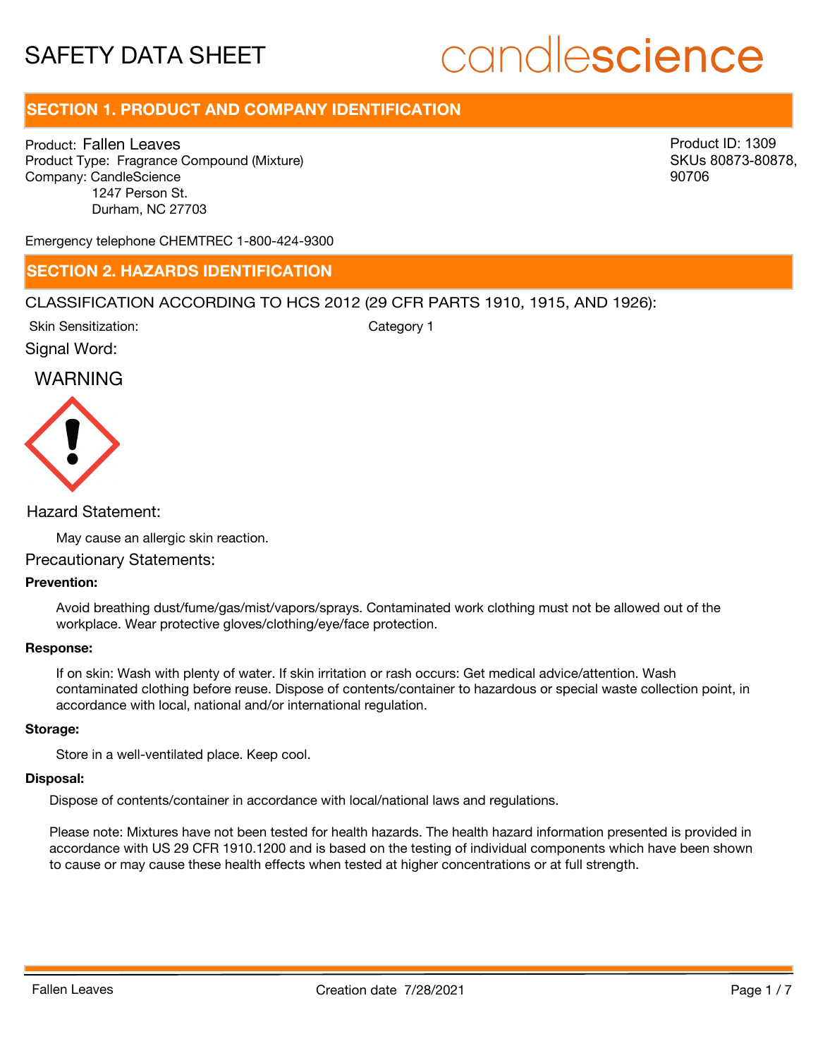# SAFETY DATA SHEET

candlescience

## SECTION 1. PRODUCT AND COMPANY IDENTIFICATION

Product: Fallen Leaves
Product Type: Fragrance Compound (Mixture)
Company: CandleScience
1247 Person St.
Durham, NC 27703

Product ID: 1309
SKUs 80873-80878, 90706

Emergency telephone CHEMTREC 1-800-424-9300

## SECTION 2. HAZARDS IDENTIFICATION

CLASSIFICATION ACCORDING TO HCS 2012 (29 CFR PARTS 1910, 1915, AND 1926):

Skin Sensitization: Category 1

Signal Word:

WARNING

Hazard Statement:

May cause an allergic skin reaction.

Precautionary Statements:

**Prevention:**

Avoid breathing dust/fume/gas/mist/vapors/sprays. Contaminated work clothing must not be allowed out of the workplace. Wear protective gloves/clothing/eye/face protection.

**Response:**

If on skin: Wash with plenty of water. If skin irritation or rash occurs: Get medical advice/attention. Wash contaminated clothing before reuse. Dispose of contents/container to hazardous or special waste collection point, in accordance with local, national and/or international regulation.

**Storage:**

Store in a well-ventilated place. Keep cool.

**Disposal:**

Dispose of contents/container in accordance with local/national laws and regulations.

Please note: Mixtures have not been tested for health hazards. The health hazard information presented is provided in accordance with US 29 CFR 1910.1200 and is based on the testing of individual components which have been shown to cause or may cause these health effects when tested at higher concentrations or at full strength.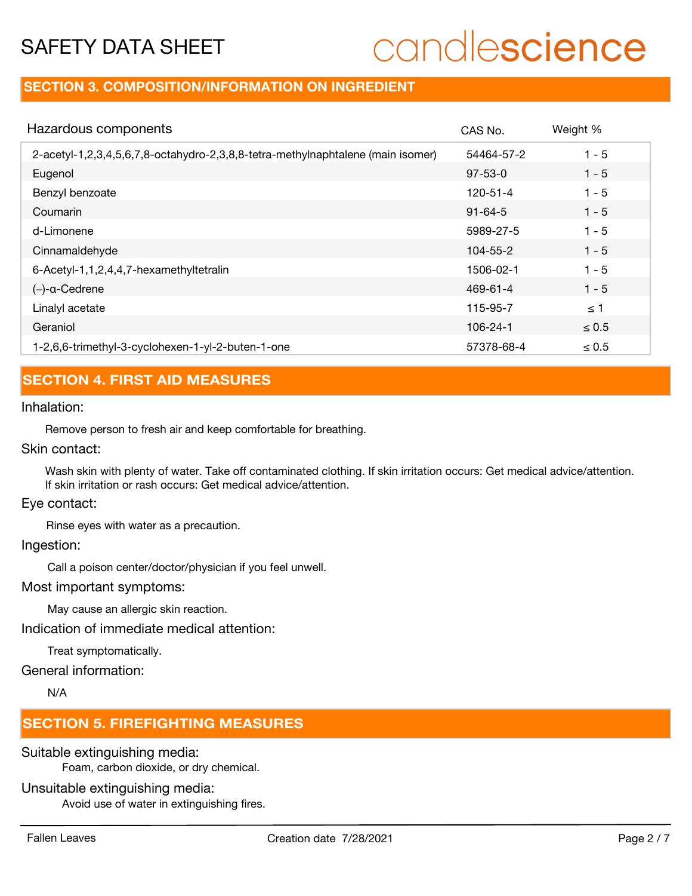## SECTION 3. COMPOSITION/INFORMATION ON INGREDIENT

| Hazardous components | CAS No. | Weight % |
| --- | --- | --- |
| 2-acetyl-1,2,3,4,5,6,7,8-octahydro-2,3,8,8-tetra-methylnaphtalene (main isomer) | 54464-57-2 | 1 - 5 |
| Eugenol | 97-53-0 | 1 - 5 |
| Benzyl benzoate | 120-51-4 | 1 - 5 |
| Coumarin | 91-64-5 | 1 - 5 |
| d-Limonene | 5989-27-5 | 1 - 5 |
| Cinnamaldehyde | 104-55-2 | 1 - 5 |
| 6-Acetyl-1,1,2,4,4,7-hexamethyltetralin | 1506-02-1 | 1 - 5 |
| (–)-α-Cedrene | 469-61-4 | 1 - 5 |
| Linalyl acetate | 115-95-7 | ≤ 1 |
| Geraniol | 106-24-1 | ≤ 0.5 |
| 1-2,6,6-trimethyl-3-cyclohexen-1-yl-2-buten-1-one | 57378-68-4 | ≤ 0.5 |

## SECTION 4. FIRST AID MEASURES

### Inhalation:

Remove person to fresh air and keep comfortable for breathing.

### Skin contact:

Wash skin with plenty of water. Take off contaminated clothing. If skin irritation occurs: Get medical advice/attention. If skin irritation or rash occurs: Get medical advice/attention.

### Eye contact:

Rinse eyes with water as a precaution.

### Ingestion:

Call a poison center/doctor/physician if you feel unwell.

### Most important symptoms:

May cause an allergic skin reaction.

### Indication of immediate medical attention:

Treat symptomatically.

### General information:

N/A

## SECTION 5. FIREFIGHTING MEASURES

### Suitable extinguishing media:

Foam, carbon dioxide, or dry chemical.

### Unsuitable extinguishing media:

Avoid use of water in extinguishing fires.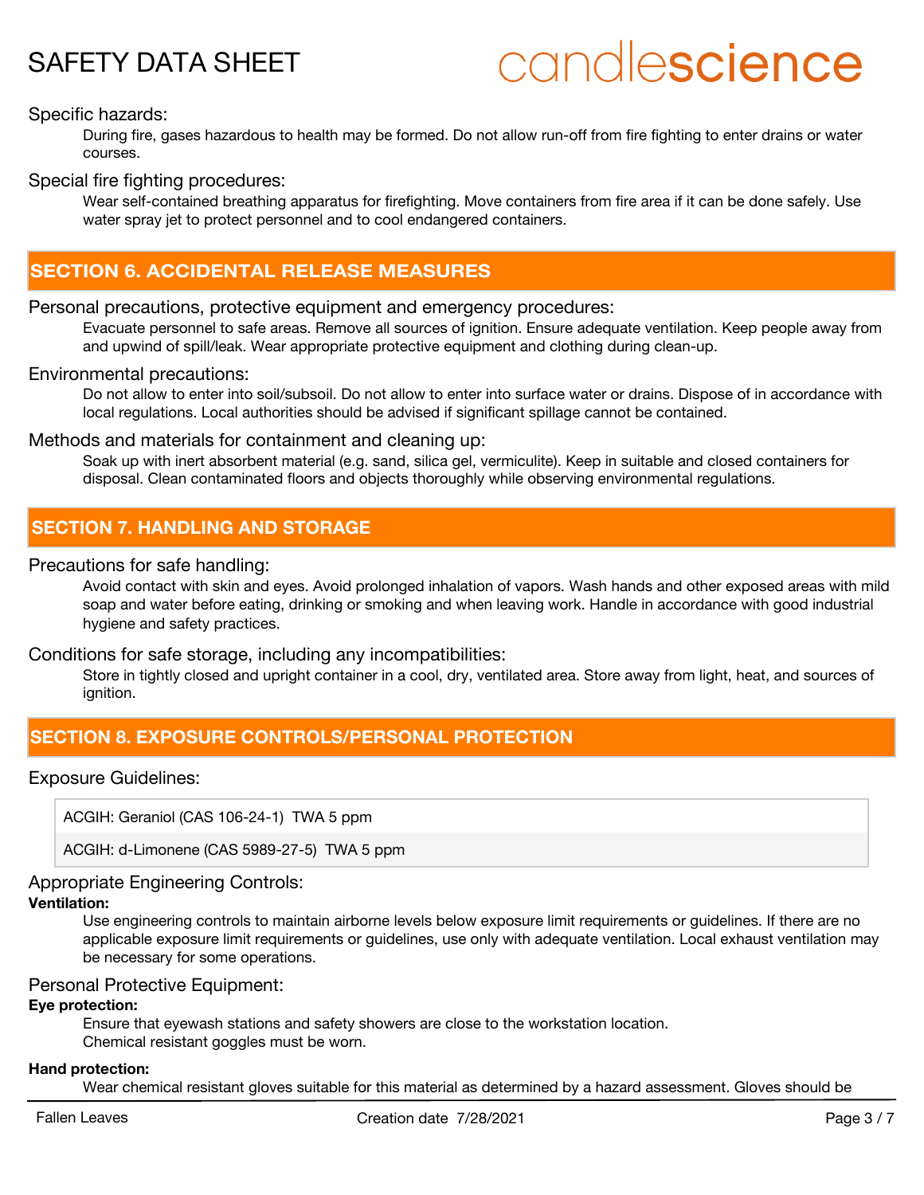Specific hazards:

During fire, gases hazardous to health may be formed. Do not allow run-off from fire fighting to enter drains or water courses.

Special fire fighting procedures:

Wear self-contained breathing apparatus for firefighting. Move containers from fire area if it can be done safely. Use water spray jet to protect personnel and to cool endangered containers.

## SECTION 6. ACCIDENTAL RELEASE MEASURES

Personal precautions, protective equipment and emergency procedures:

Evacuate personnel to safe areas. Remove all sources of ignition. Ensure adequate ventilation. Keep people away from and upwind of spill/leak. Wear appropriate protective equipment and clothing during clean-up.

Environmental precautions:

Do not allow to enter into soil/subsoil. Do not allow to enter into surface water or drains. Dispose of in accordance with local regulations. Local authorities should be advised if significant spillage cannot be contained.

Methods and materials for containment and cleaning up:

Soak up with inert absorbent material (e.g. sand, silica gel, vermiculite). Keep in suitable and closed containers for disposal. Clean contaminated floors and objects thoroughly while observing environmental regulations.

## SECTION 7. HANDLING AND STORAGE

Precautions for safe handling:

Avoid contact with skin and eyes. Avoid prolonged inhalation of vapors. Wash hands and other exposed areas with mild soap and water before eating, drinking or smoking and when leaving work. Handle in accordance with good industrial hygiene and safety practices.

Conditions for safe storage, including any incompatibilities:

Store in tightly closed and upright container in a cool, dry, ventilated area. Store away from light, heat, and sources of ignition.

## SECTION 8. EXPOSURE CONTROLS/PERSONAL PROTECTION

Exposure Guidelines:

| |
|---|
| ACGIH: Geraniol (CAS 106-24-1) TWA 5 ppm |
| ACGIH: d-Limonene (CAS 5989-27-5) TWA 5 ppm |

Appropriate Engineering Controls:

**Ventilation:**

Use engineering controls to maintain airborne levels below exposure limit requirements or guidelines. If there are no applicable exposure limit requirements or guidelines, use only with adequate ventilation. Local exhaust ventilation may be necessary for some operations.

Personal Protective Equipment:

**Eye protection:**

Ensure that eyewash stations and safety showers are close to the workstation location.
Chemical resistant goggles must be worn.

**Hand protection:**

Wear chemical resistant gloves suitable for this material as determined by a hazard assessment. Gloves should be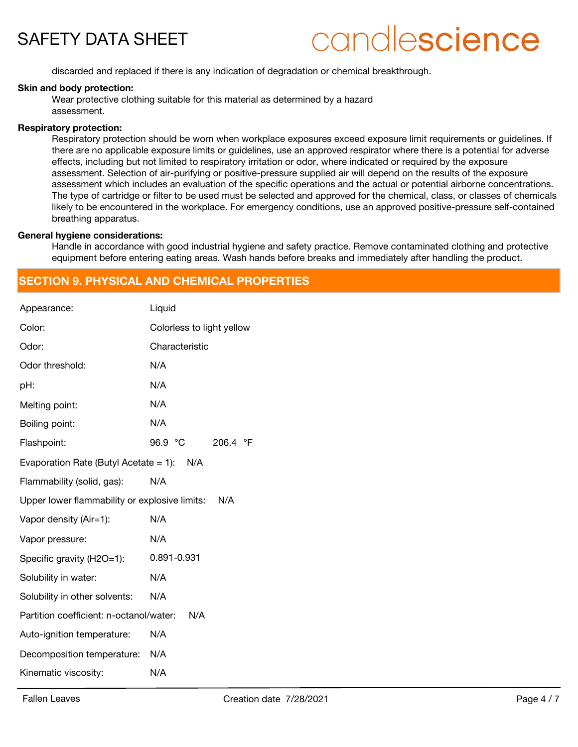discarded and replaced if there is any indication of degradation or chemical breakthrough.

**Skin and body protection:**

Wear protective clothing suitable for this material as determined by a hazard assessment.

**Respiratory protection:**

Respiratory protection should be worn when workplace exposures exceed exposure limit requirements or guidelines. If there are no applicable exposure limits or guidelines, use an approved respirator where there is a potential for adverse effects, including but not limited to respiratory irritation or odor, where indicated or required by the exposure assessment. Selection of air-purifying or positive-pressure supplied air will depend on the results of the exposure assessment which includes an evaluation of the specific operations and the actual or potential airborne concentrations. The type of cartridge or filter to be used must be selected and approved for the chemical, class, or classes of chemicals likely to be encountered in the workplace. For emergency conditions, use an approved positive-pressure self-contained breathing apparatus.

**General hygiene considerations:**

Handle in accordance with good industrial hygiene and safety practice. Remove contaminated clothing and protective equipment before entering eating areas. Wash hands before breaks and immediately after handling the product.

## SECTION 9. PHYSICAL AND CHEMICAL PROPERTIES

| Property | Value |
|---|---|
| Appearance: | Liquid |
| Color: | Colorless to light yellow |
| Odor: | Characteristic |
| Odor threshold: | N/A |
| pH: | N/A |
| Melting point: | N/A |
| Boiling point: | N/A |
| Flashpoint: | 96.9 °C 206.4 °F |
| Evaporation Rate (Butyl Acetate = 1): | N/A |
| Flammability (solid, gas): | N/A |
| Upper lower flammability or explosive limits: | N/A |
| Vapor density (Air=1): | N/A |
| Vapor pressure: | N/A |
| Specific gravity (H2O=1): | 0.891-0.931 |
| Solubility in water: | N/A |
| Solubility in other solvents: | N/A |
| Partition coefficient: n-octanol/water: | N/A |
| Auto-ignition temperature: | N/A |
| Decomposition temperature: | N/A |
| Kinematic viscosity: | N/A |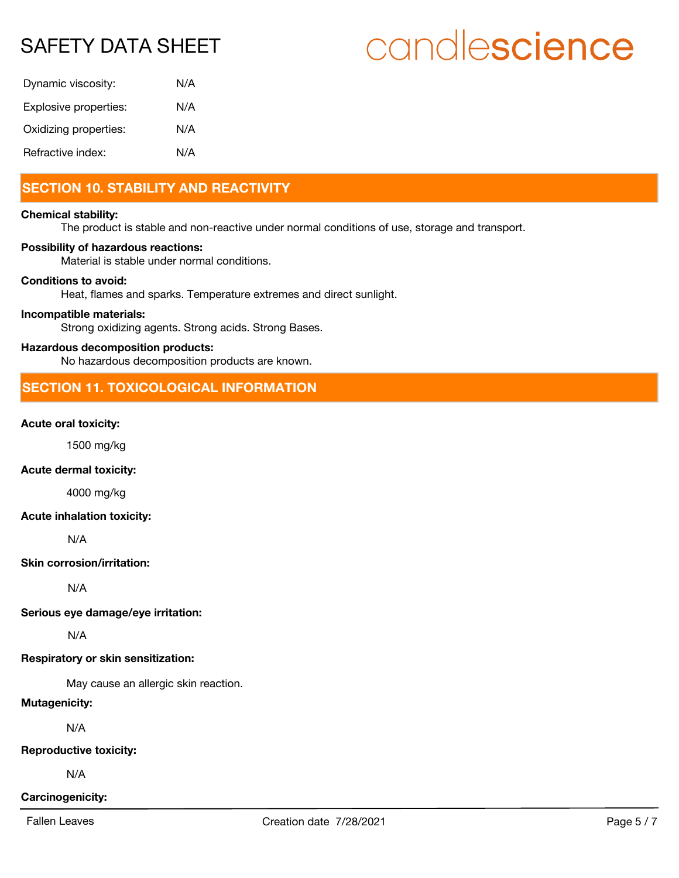| | |
|---|---|
| Dynamic viscosity: | N/A |
| Explosive properties: | N/A |
| Oxidizing properties: | N/A |
| Refractive index: | N/A |

## SECTION 10. STABILITY AND REACTIVITY

**Chemical stability:**

The product is stable and non-reactive under normal conditions of use, storage and transport.

**Possibility of hazardous reactions:**

Material is stable under normal conditions.

**Conditions to avoid:**

Heat, flames and sparks. Temperature extremes and direct sunlight.

**Incompatible materials:**

Strong oxidizing agents. Strong acids. Strong Bases.

**Hazardous decomposition products:**

No hazardous decomposition products are known.

## SECTION 11. TOXICOLOGICAL INFORMATION

**Acute oral toxicity:**

1500 mg/kg

**Acute dermal toxicity:**

4000 mg/kg

**Acute inhalation toxicity:**

N/A

**Skin corrosion/irritation:**

N/A

**Serious eye damage/eye irritation:**

N/A

**Respiratory or skin sensitization:**

May cause an allergic skin reaction.

**Mutagenicity:**

N/A

**Reproductive toxicity:**

N/A

**Carcinogenicity:**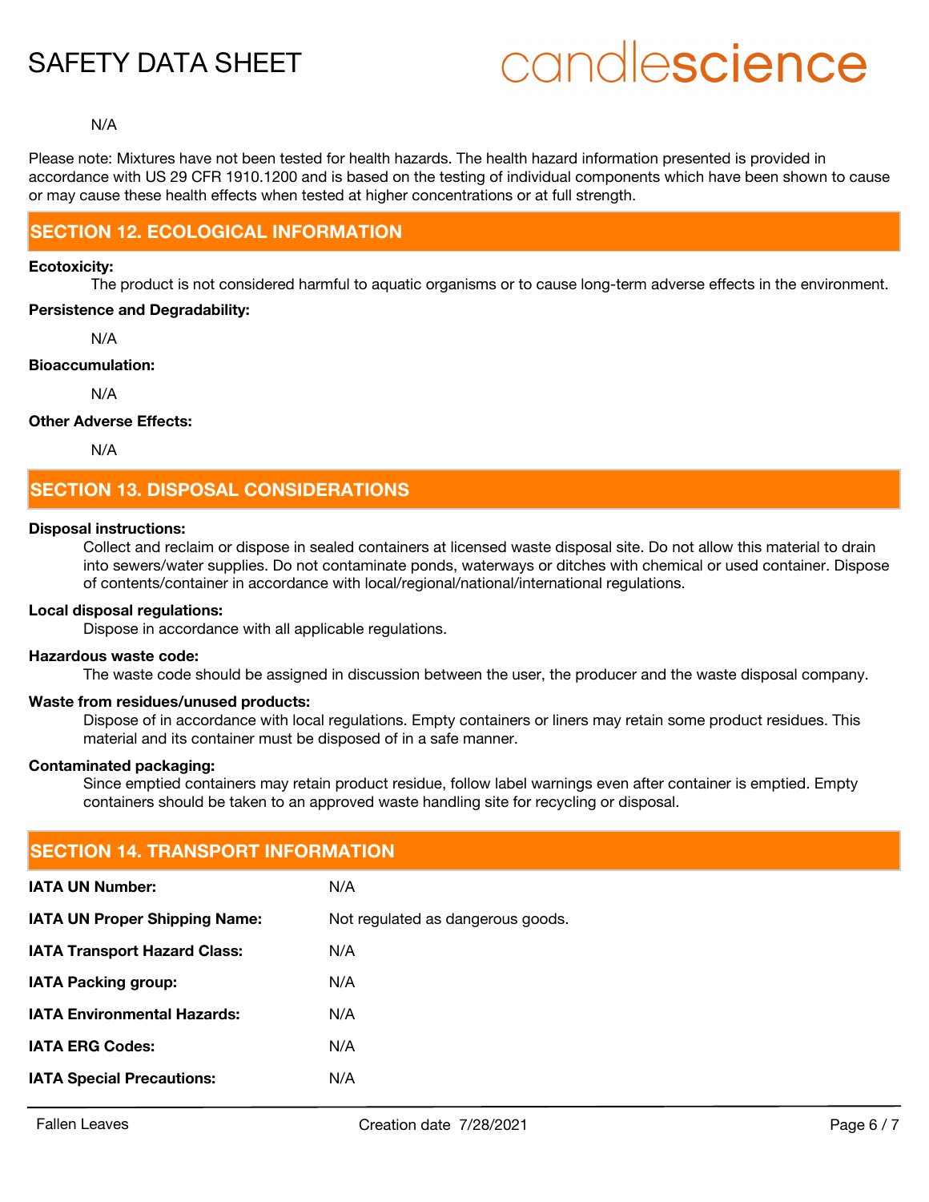N/A

Please note: Mixtures have not been tested for health hazards. The health hazard information presented is provided in accordance with US 29 CFR 1910.1200 and is based on the testing of individual components which have been shown to cause or may cause these health effects when tested at higher concentrations or at full strength.

## SECTION 12. ECOLOGICAL INFORMATION

**Ecotoxicity:**

The product is not considered harmful to aquatic organisms or to cause long-term adverse effects in the environment.

**Persistence and Degradability:**

N/A

**Bioaccumulation:**

N/A

**Other Adverse Effects:**

N/A

## SECTION 13. DISPOSAL CONSIDERATIONS

**Disposal instructions:**

Collect and reclaim or dispose in sealed containers at licensed waste disposal site. Do not allow this material to drain into sewers/water supplies. Do not contaminate ponds, waterways or ditches with chemical or used container. Dispose of contents/container in accordance with local/regional/national/international regulations.

**Local disposal regulations:**

Dispose in accordance with all applicable regulations.

**Hazardous waste code:**

The waste code should be assigned in discussion between the user, the producer and the waste disposal company.

**Waste from residues/unused products:**

Dispose of in accordance with local regulations. Empty containers or liners may retain some product residues. This material and its container must be disposed of in a safe manner.

**Contaminated packaging:**

Since emptied containers may retain product residue, follow label warnings even after container is emptied. Empty containers should be taken to an approved waste handling site for recycling or disposal.

## SECTION 14. TRANSPORT INFORMATION

| | |
|---|---|
| **IATA UN Number:** | N/A |
| **IATA UN Proper Shipping Name:** | Not regulated as dangerous goods. |
| **IATA Transport Hazard Class:** | N/A |
| **IATA Packing group:** | N/A |
| **IATA Environmental Hazards:** | N/A |
| **IATA ERG Codes:** | N/A |
| **IATA Special Precautions:** | N/A |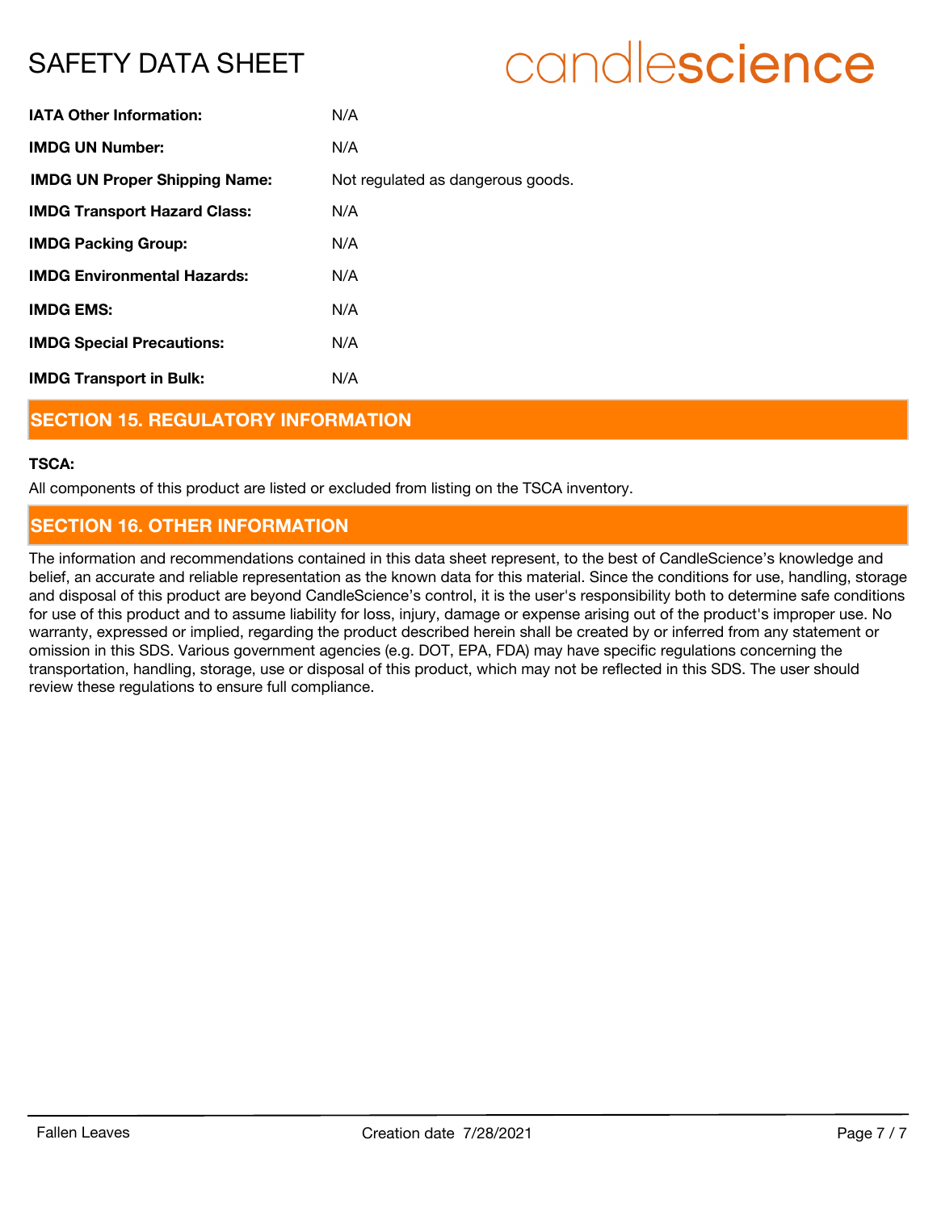| | |
|---|---|
| **IATA Other Information:** | N/A |
| **IMDG UN Number:** | N/A |
| **IMDG UN Proper Shipping Name:** | Not regulated as dangerous goods. |
| **IMDG Transport Hazard Class:** | N/A |
| **IMDG Packing Group:** | N/A |
| **IMDG Environmental Hazards:** | N/A |
| **IMDG EMS:** | N/A |
| **IMDG Special Precautions:** | N/A |
| **IMDG Transport in Bulk:** | N/A |

## SECTION 15. REGULATORY INFORMATION

**TSCA:**

All components of this product are listed or excluded from listing on the TSCA inventory.

## SECTION 16. OTHER INFORMATION

The information and recommendations contained in this data sheet represent, to the best of CandleScience's knowledge and belief, an accurate and reliable representation as the known data for this material. Since the conditions for use, handling, storage and disposal of this product are beyond CandleScience's control, it is the user's responsibility both to determine safe conditions for use of this product and to assume liability for loss, injury, damage or expense arising out of the product's improper use. No warranty, expressed or implied, regarding the product described herein shall be created by or inferred from any statement or omission in this SDS. Various government agencies (e.g. DOT, EPA, FDA) may have specific regulations concerning the transportation, handling, storage, use or disposal of this product, which may not be reflected in this SDS. The user should review these regulations to ensure full compliance.